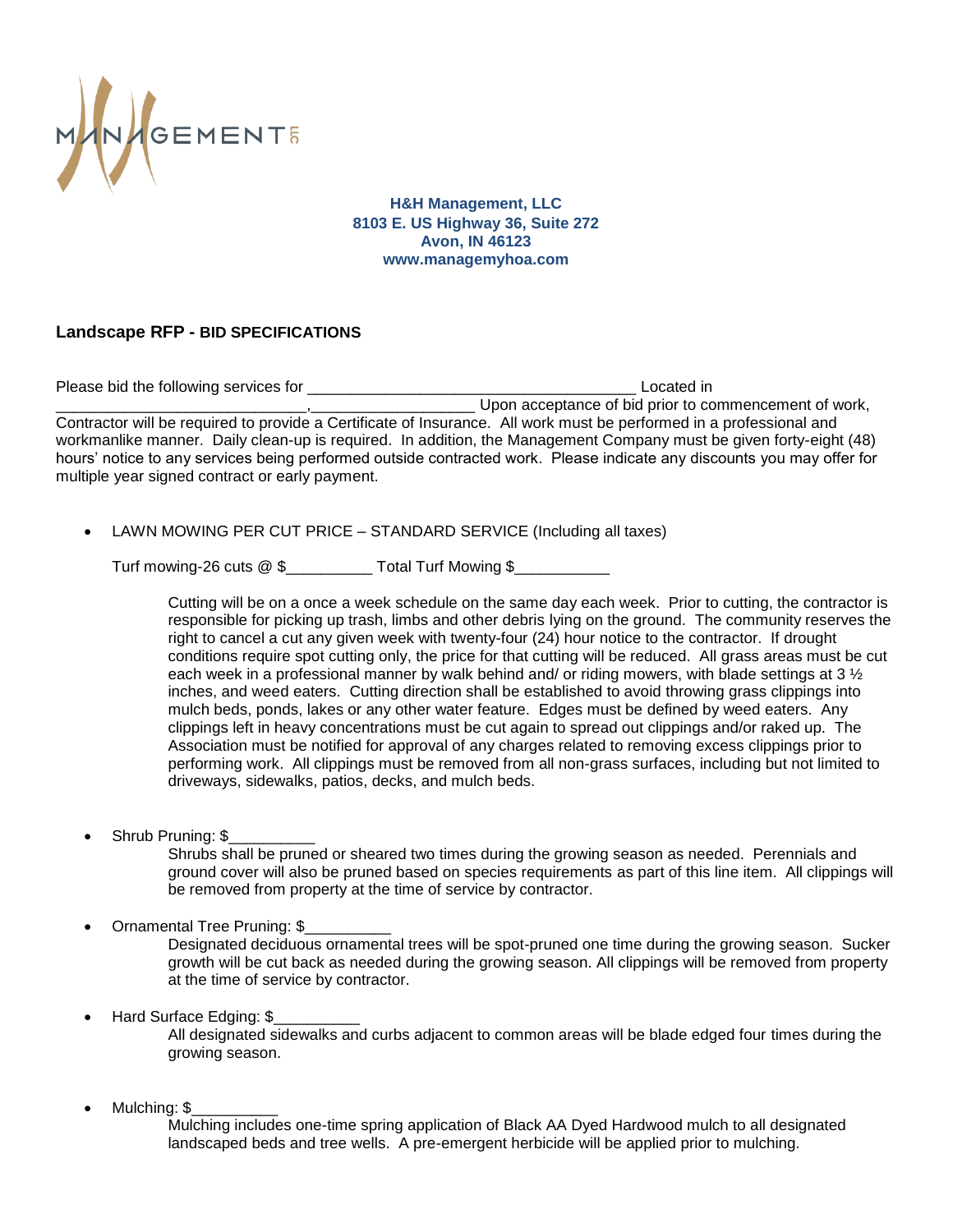**H&H Management, LLC**
**8103 E. US Highway 36, Suite 272**
**Avon, IN 46123**
**www.managemyhoa.com**

## Landscape RFP - BID SPECIFICATIONS

Please bid the following services for ______________________________________ Located in ____________________________,__________________ Upon acceptance of bid prior to commencement of work, Contractor will be required to provide a Certificate of Insurance. All work must be performed in a professional and workmanlike manner. Daily clean-up is required. In addition, the Management Company must be given forty-eight (48) hours' notice to any services being performed outside contracted work. Please indicate any discounts you may offer for multiple year signed contract or early payment.

- LAWN MOWING PER CUT PRICE – STANDARD SERVICE (Including all taxes)

  Turf mowing-26 cuts @ $__________ Total Turf Mowing $___________

  Cutting will be on a once a week schedule on the same day each week. Prior to cutting, the contractor is responsible for picking up trash, limbs and other debris lying on the ground. The community reserves the right to cancel a cut any given week with twenty-four (24) hour notice to the contractor. If drought conditions require spot cutting only, the price for that cutting will be reduced. All grass areas must be cut each week in a professional manner by walk behind and/ or riding mowers, with blade settings at 3 ½ inches, and weed eaters. Cutting direction shall be established to avoid throwing grass clippings into mulch beds, ponds, lakes or any other water feature. Edges must be defined by weed eaters. Any clippings left in heavy concentrations must be cut again to spread out clippings and/or raked up. The Association must be notified for approval of any charges related to removing excess clippings prior to performing work. All clippings must be removed from all non-grass surfaces, including but not limited to driveways, sidewalks, patios, decks, and mulch beds.

- Shrub Pruning: $__________

  Shrubs shall be pruned or sheared two times during the growing season as needed. Perennials and ground cover will also be pruned based on species requirements as part of this line item. All clippings will be removed from property at the time of service by contractor.

- Ornamental Tree Pruning: $__________

  Designated deciduous ornamental trees will be spot-pruned one time during the growing season. Sucker growth will be cut back as needed during the growing season. All clippings will be removed from property at the time of service by contractor.

- Hard Surface Edging: $__________

  All designated sidewalks and curbs adjacent to common areas will be blade edged four times during the growing season.

- Mulching: $__________

  Mulching includes one-time spring application of Black AA Dyed Hardwood mulch to all designated landscaped beds and tree wells. A pre-emergent herbicide will be applied prior to mulching.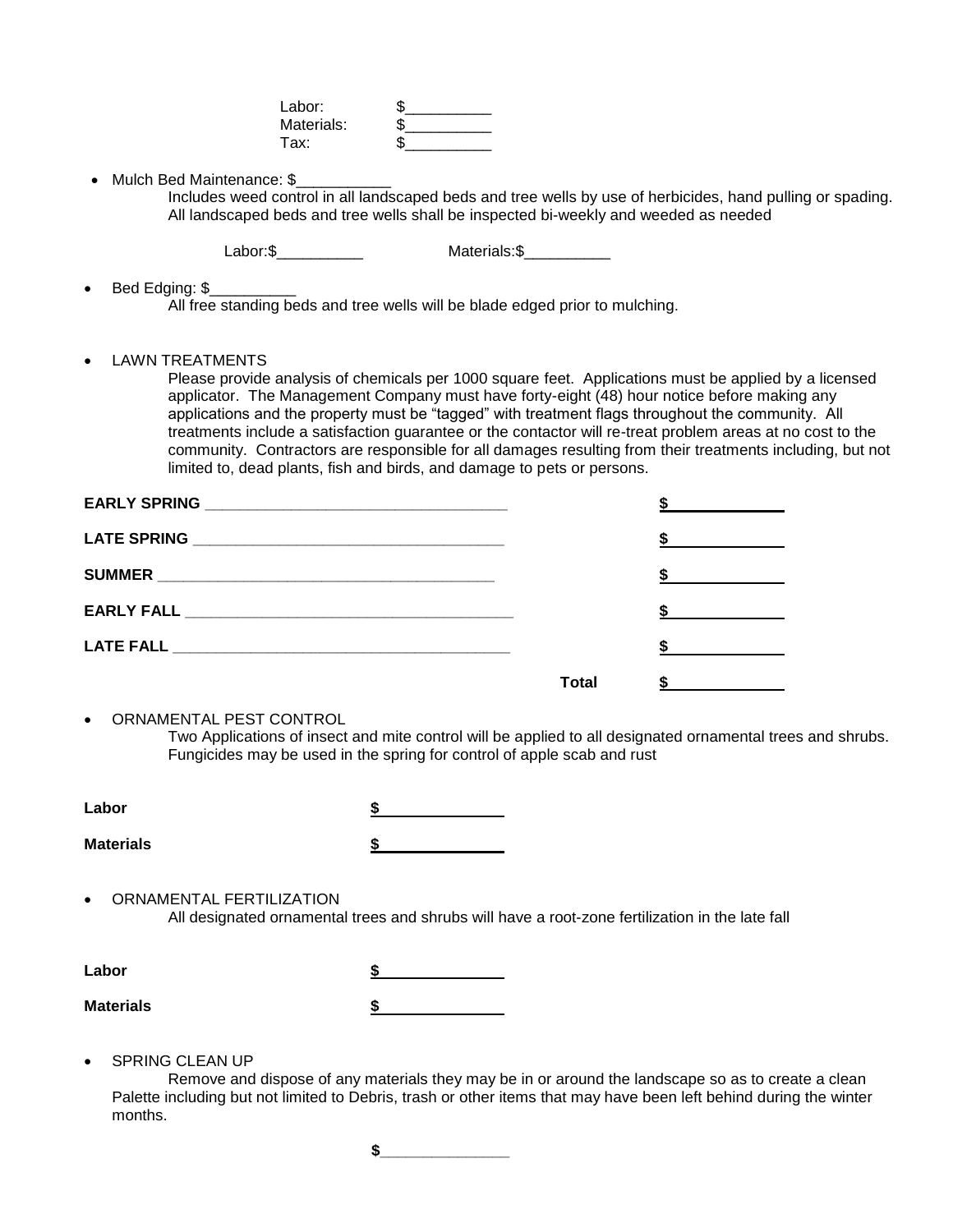Labor: $__________
Materials: $__________
Tax: $__________

- Mulch Bed Maintenance: $___________
  Includes weed control in all landscaped beds and tree wells by use of herbicides, hand pulling or spading. All landscaped beds and tree wells shall be inspected bi-weekly and weeded as needed

  Labor:$__________ Materials:$__________

- Bed Edging: $__________
  All free standing beds and tree wells will be blade edged prior to mulching.

- LAWN TREATMENTS
  Please provide analysis of chemicals per 1000 square feet. Applications must be applied by a licensed applicator. The Management Company must have forty-eight (48) hour notice before making any applications and the property must be "tagged" with treatment flags throughout the community. All treatments include a satisfaction guarantee or the contactor will re-treat problem areas at no cost to the community. Contractors are responsible for all damages resulting from their treatments including, but not limited to, dead plants, fish and birds, and damage to pets or persons.

| | |
|---|---|
| **EARLY SPRING** ___________________________________ | **$**_____________ |
| **LATE SPRING** ____________________________________ | **$**_____________ |
| **SUMMER** ________________________________________ | **$**_____________ |
| **EARLY FALL** _____________________________________ | **$**_____________ |
| **LATE FALL** ______________________________________ | **$**_____________ |
| **Total** | **$**_____________ |

- ORNAMENTAL PEST CONTROL
  Two Applications of insect and mite control will be applied to all designated ornamental trees and shrubs. Fungicides may be used in the spring for control of apple scab and rust

**Labor** **$**______________

**Materials** **$**______________

- ORNAMENTAL FERTILIZATION
  All designated ornamental trees and shrubs will have a root-zone fertilization in the late fall

**Labor** **$**______________

**Materials** **$**______________

- SPRING CLEAN UP
  Remove and dispose of any materials they may be in or around the landscape so as to create a clean Palette including but not limited to Debris, trash or other items that may have been left behind during the winter months.

**$**_______________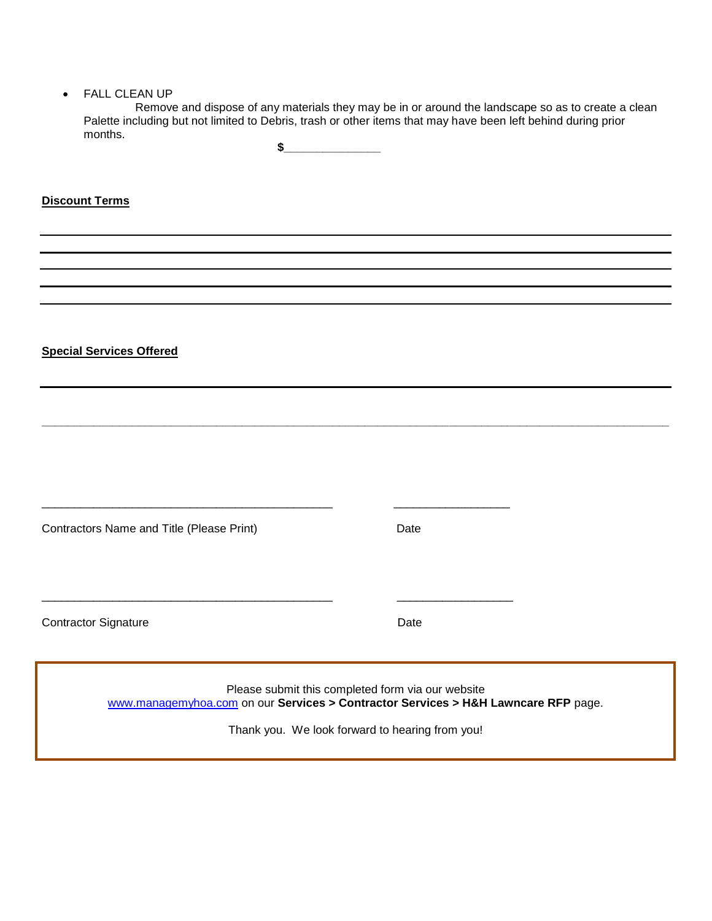- FALL CLEAN UP
  Remove and dispose of any materials they may be in or around the landscape so as to create a clean Palette including but not limited to Debris, trash or other items that may have been left behind during prior months.

  **$**_______________

**Discount Terms**

___________________________________________________________________________

___________________________________________________________________________

___________________________________________________________________________

___________________________________________________________________________

___________________________________________________________________________

**Special Services Offered**

___________________________________________________________________________

___________________________________________________________________________

_____________________________________________ _________________

Contractors Name and Title (Please Print) Date

_____________________________________________ _________________

Contractor Signature Date

Please submit this completed form via our website [www.managemyhoa.com](http://www.managemyhoa.com) on our **Services > Contractor Services > H&H Lawncare RFP** page.

Thank you. We look forward to hearing from you!